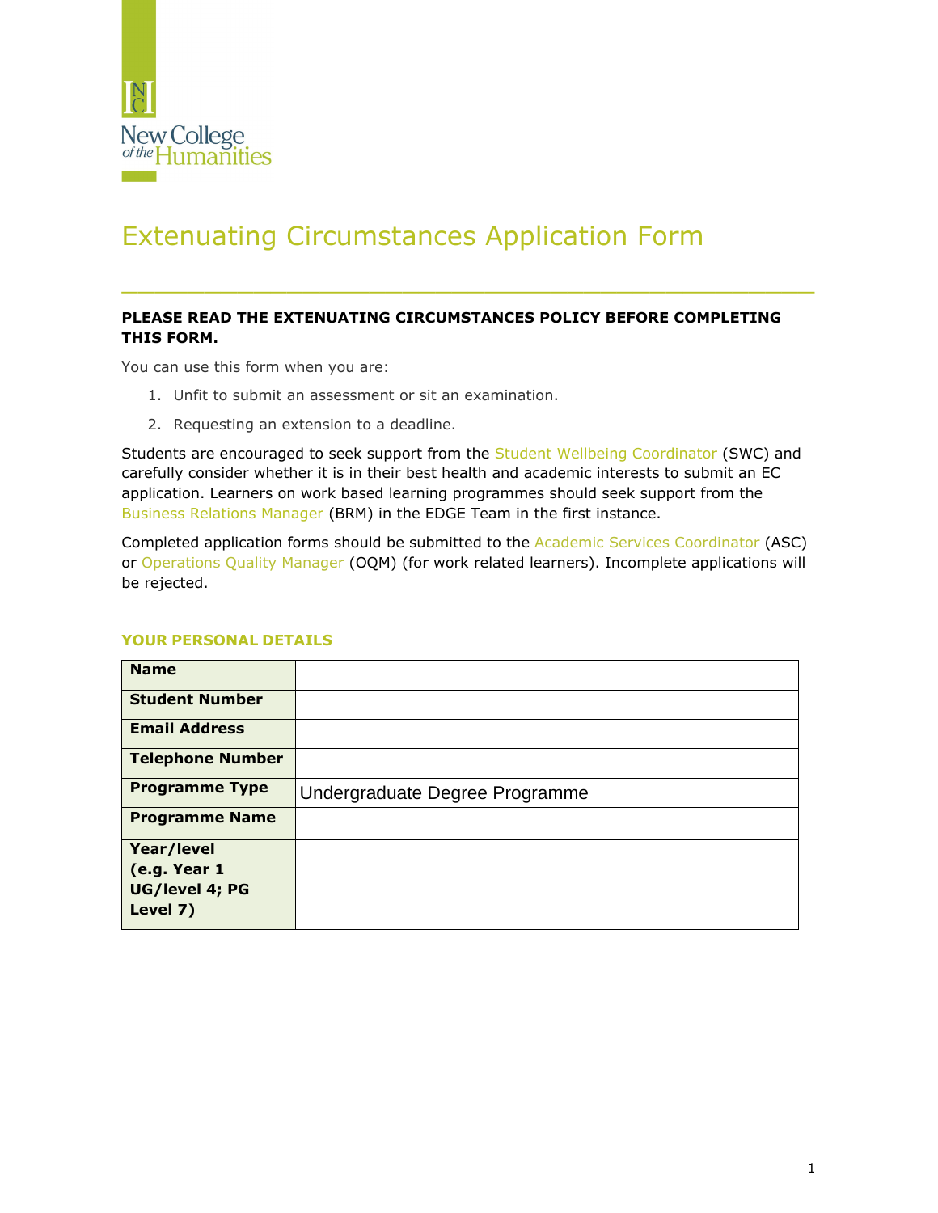# Extenuating Circumstances Application Form

---

**PLEASE READ THE EXTENUATING CIRCUMSTANCES POLICY BEFORE COMPLETING THIS FORM.**

You can use this form when you are:

1. Unfit to submit an assessment or sit an examination.
2. Requesting an extension to a deadline.

Students are encouraged to seek support from the Student Wellbeing Coordinator (SWC) and carefully consider whether it is in their best health and academic interests to submit an EC application. Learners on work based learning programmes should seek support from the Business Relations Manager (BRM) in the EDGE Team in the first instance.

Completed application forms should be submitted to the Academic Services Coordinator (ASC) or Operations Quality Manager (OQM) (for work related learners). Incomplete applications will be rejected.

## YOUR PERSONAL DETAILS

| | |
|---|---|
| **Name** | |
| **Student Number** | |
| **Email Address** | |
| **Telephone Number** | |
| **Programme Type** | Undergraduate Degree Programme |
| **Programme Name** | |
| **Year/level (e.g. Year 1 UG/level 4; PG Level 7)** | |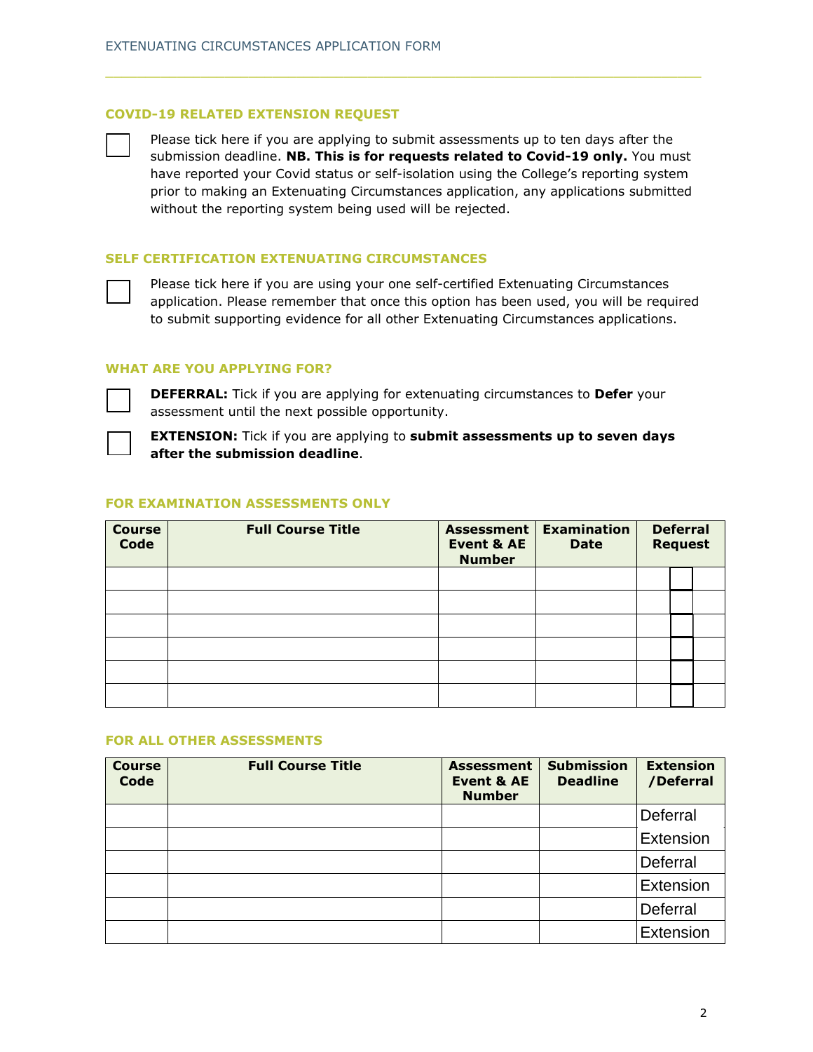## COVID-19 RELATED EXTENSION REQUEST

☐ Please tick here if you are applying to submit assessments up to ten days after the submission deadline. **NB. This is for requests related to Covid-19 only.** You must have reported your Covid status or self-isolation using the College's reporting system prior to making an Extenuating Circumstances application, any applications submitted without the reporting system being used will be rejected.

## SELF CERTIFICATION EXTENUATING CIRCUMSTANCES

☐ Please tick here if you are using your one self-certified Extenuating Circumstances application. Please remember that once this option has been used, you will be required to submit supporting evidence for all other Extenuating Circumstances applications.

## WHAT ARE YOU APPLYING FOR?

☐ **DEFERRAL:** Tick if you are applying for extenuating circumstances to **Defer** your assessment until the next possible opportunity.

☐ **EXTENSION:** Tick if you are applying to **submit assessments up to seven days after the submission deadline**.

## FOR EXAMINATION ASSESSMENTS ONLY

| Course Code | Full Course Title | Assessment Event & AE Number | Examination Date | Deferral Request |
|---|---|---|---|---|
| | | | | ☐ |
| | | | | ☐ |
| | | | | ☐ |
| | | | | ☐ |
| | | | | ☐ |
| | | | | ☐ |

## FOR ALL OTHER ASSESSMENTS

| Course Code | Full Course Title | Assessment Event & AE Number | Submission Deadline | Extension /Deferral |
|---|---|---|---|---|
| | | | | Deferral |
| | | | | Extension |
| | | | | Deferral |
| | | | | Extension |
| | | | | Deferral |
| | | | | Extension |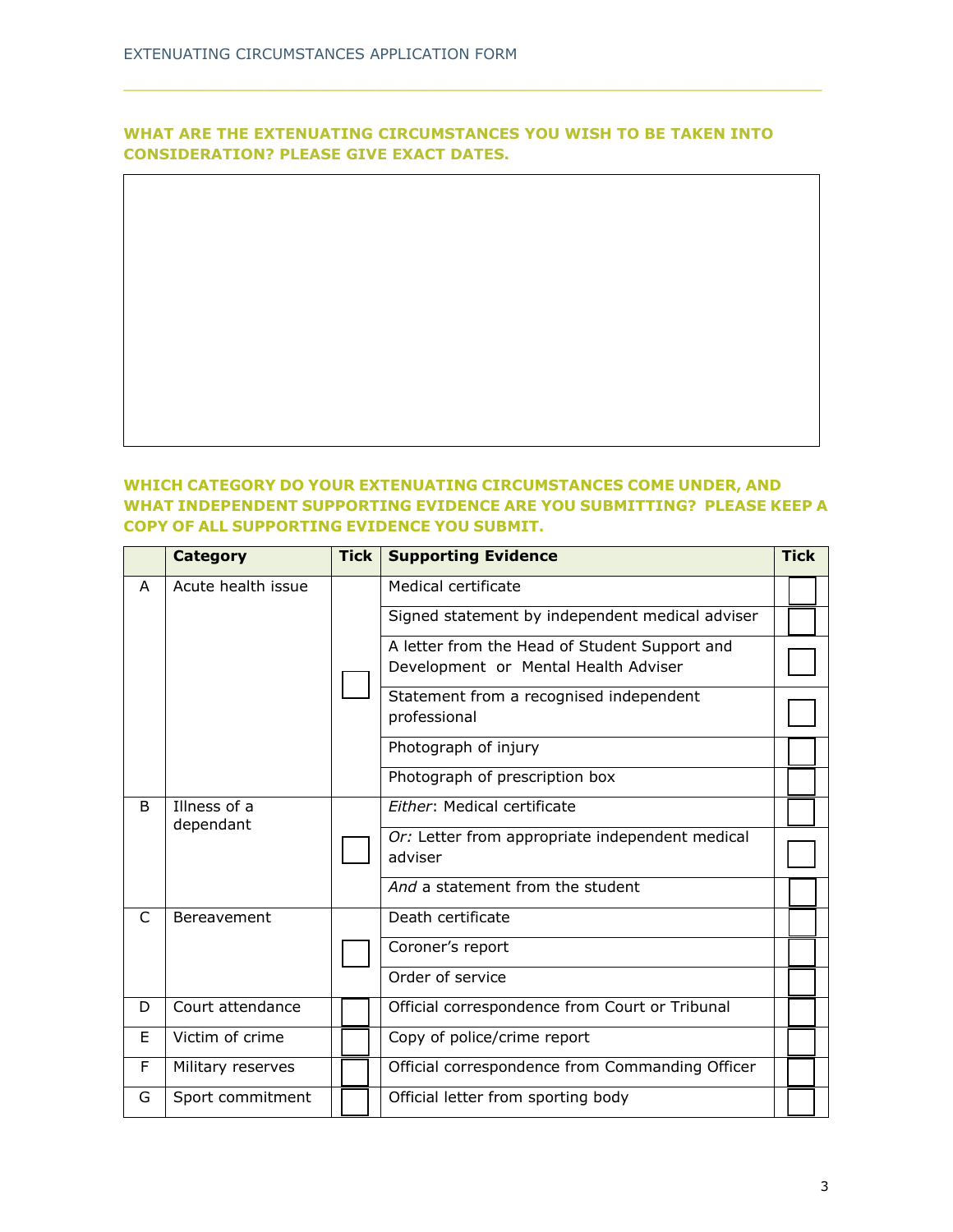## WHAT ARE THE EXTENUATING CIRCUMSTANCES YOU WISH TO BE TAKEN INTO CONSIDERATION? PLEASE GIVE EXACT DATES.

## WHICH CATEGORY DO YOUR EXTENUATING CIRCUMSTANCES COME UNDER, AND WHAT INDEPENDENT SUPPORTING EVIDENCE ARE YOU SUBMITTING? PLEASE KEEP A COPY OF ALL SUPPORTING EVIDENCE YOU SUBMIT.

| | Category | Tick | Supporting Evidence | Tick |
|---|---|---|---|---|
| A | Acute health issue | ☐ | Medical certificate | ☐ |
| | | | Signed statement by independent medical adviser | ☐ |
| | | | A letter from the Head of Student Support and Development or Mental Health Adviser | ☐ |
| | | | Statement from a recognised independent professional | ☐ |
| | | | Photograph of injury | ☐ |
| | | | Photograph of prescription box | ☐ |
| B | Illness of a dependant | ☐ | *Either*: Medical certificate | ☐ |
| | | | *Or:* Letter from appropriate independent medical adviser | ☐ |
| | | | *And* a statement from the student | ☐ |
| C | Bereavement | ☐ | Death certificate | ☐ |
| | | | Coroner's report | ☐ |
| | | | Order of service | ☐ |
| D | Court attendance | ☐ | Official correspondence from Court or Tribunal | ☐ |
| E | Victim of crime | ☐ | Copy of police/crime report | ☐ |
| F | Military reserves | ☐ | Official correspondence from Commanding Officer | ☐ |
| G | Sport commitment | ☐ | Official letter from sporting body | ☐ |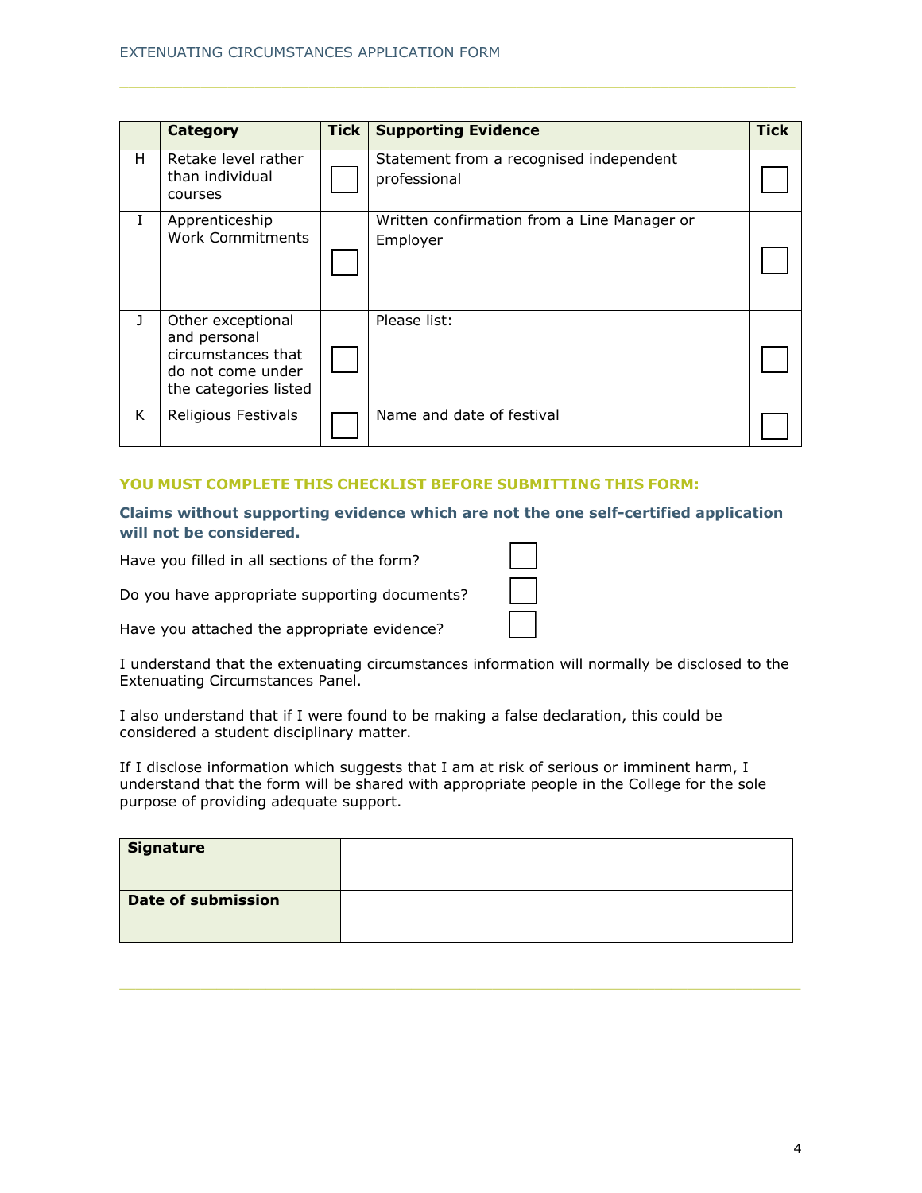| | Category | Tick | Supporting Evidence | Tick |
|---|---|---|---|---|
| H | Retake level rather than individual courses | ☐ | Statement from a recognised independent professional | ☐ |
| I | Apprenticeship Work Commitments | ☐ | Written confirmation from a Line Manager or Employer | ☐ |
| J | Other exceptional and personal circumstances that do not come under the categories listed | ☐ | Please list: | ☐ |
| K | Religious Festivals | ☐ | Name and date of festival | ☐ |

**YOU MUST COMPLETE THIS CHECKLIST BEFORE SUBMITTING THIS FORM:**

**Claims without supporting evidence which are not the one self-certified application will not be considered.**

Have you filled in all sections of the form? ☐

Do you have appropriate supporting documents? ☐

Have you attached the appropriate evidence? ☐

I understand that the extenuating circumstances information will normally be disclosed to the Extenuating Circumstances Panel.

I also understand that if I were found to be making a false declaration, this could be considered a student disciplinary matter.

If I disclose information which suggests that I am at risk of serious or imminent harm, I understand that the form will be shared with appropriate people in the College for the sole purpose of providing adequate support.

| **Signature** | |
|---|---|
| **Date of submission** | |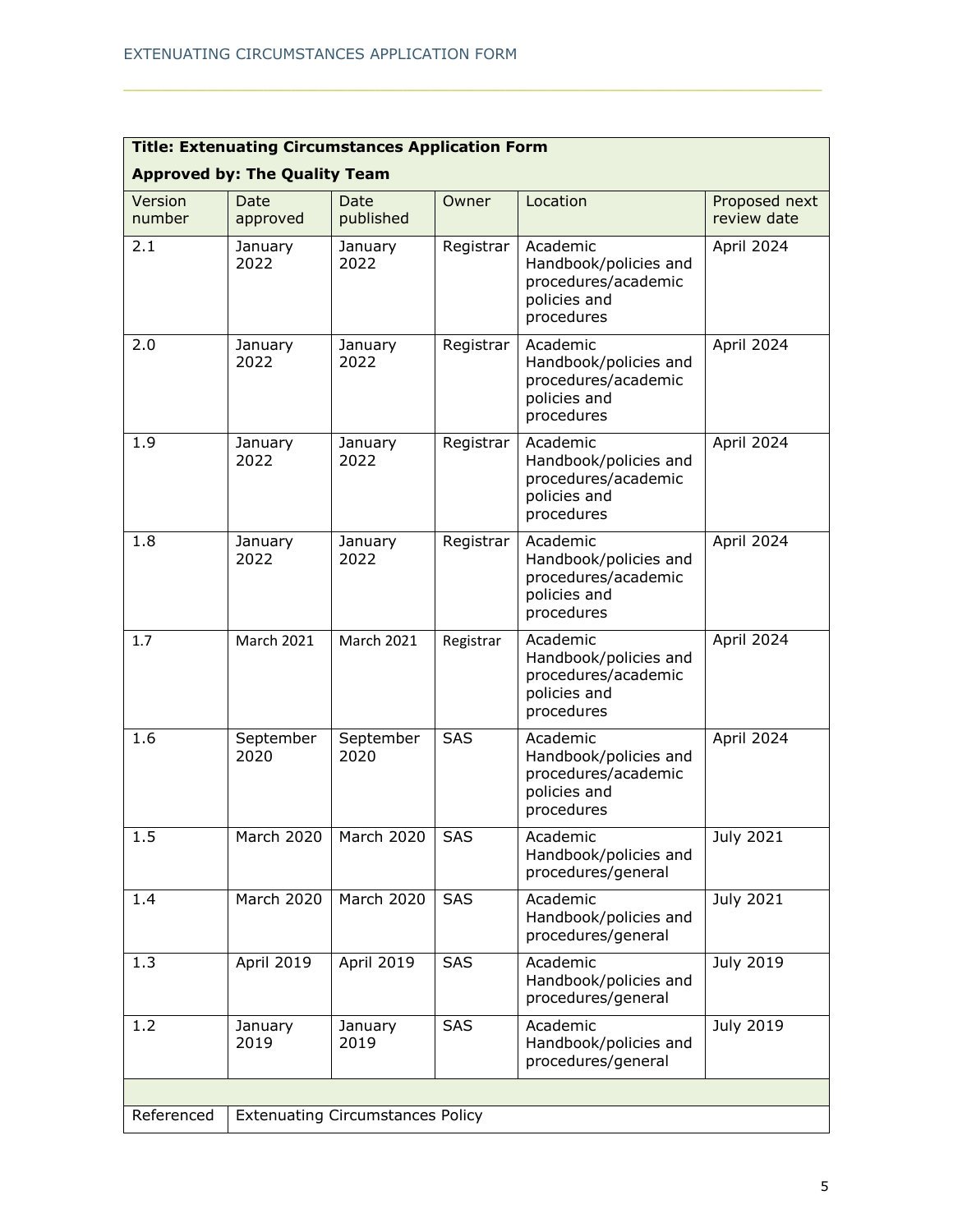| **Title: Extenuating Circumstances Application Form**<br>**Approved by: The Quality Team** | | | | | |
|---|---|---|---|---|---|
| Version number | Date approved | Date published | Owner | Location | Proposed next review date |
| 2.1 | January 2022 | January 2022 | Registrar | Academic Handbook/policies and procedures/academic policies and procedures | April 2024 |
| 2.0 | January 2022 | January 2022 | Registrar | Academic Handbook/policies and procedures/academic policies and procedures | April 2024 |
| 1.9 | January 2022 | January 2022 | Registrar | Academic Handbook/policies and procedures/academic policies and procedures | April 2024 |
| 1.8 | January 2022 | January 2022 | Registrar | Academic Handbook/policies and procedures/academic policies and procedures | April 2024 |
| 1.7 | March 2021 | March 2021 | Registrar | Academic Handbook/policies and procedures/academic policies and procedures | April 2024 |
| 1.6 | September 2020 | September 2020 | SAS | Academic Handbook/policies and procedures/academic policies and procedures | April 2024 |
| 1.5 | March 2020 | March 2020 | SAS | Academic Handbook/policies and procedures/general | July 2021 |
| 1.4 | March 2020 | March 2020 | SAS | Academic Handbook/policies and procedures/general | July 2021 |
| 1.3 | April 2019 | April 2019 | SAS | Academic Handbook/policies and procedures/general | July 2019 |
| 1.2 | January 2019 | January 2019 | SAS | Academic Handbook/policies and procedures/general | July 2019 |
| | | | | | |
| Referenced | Extenuating Circumstances Policy | | | | |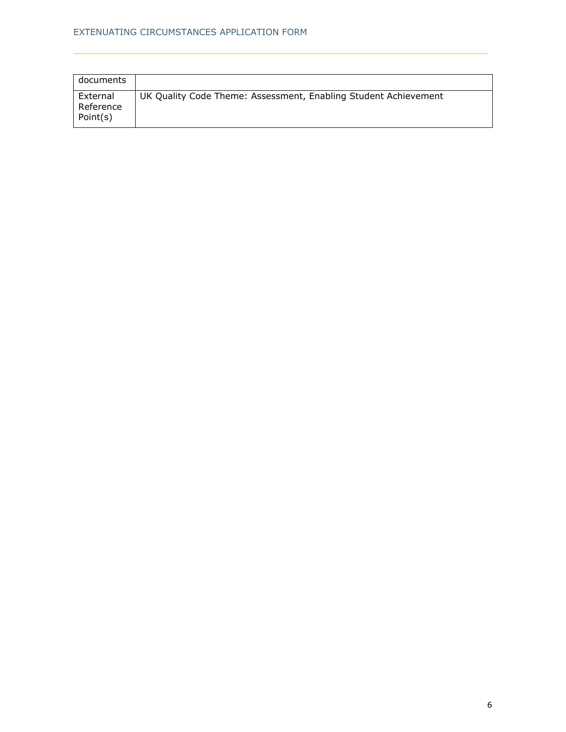| | |
|---|---|
| documents | |
| External Reference Point(s) | UK Quality Code Theme: Assessment, Enabling Student Achievement |